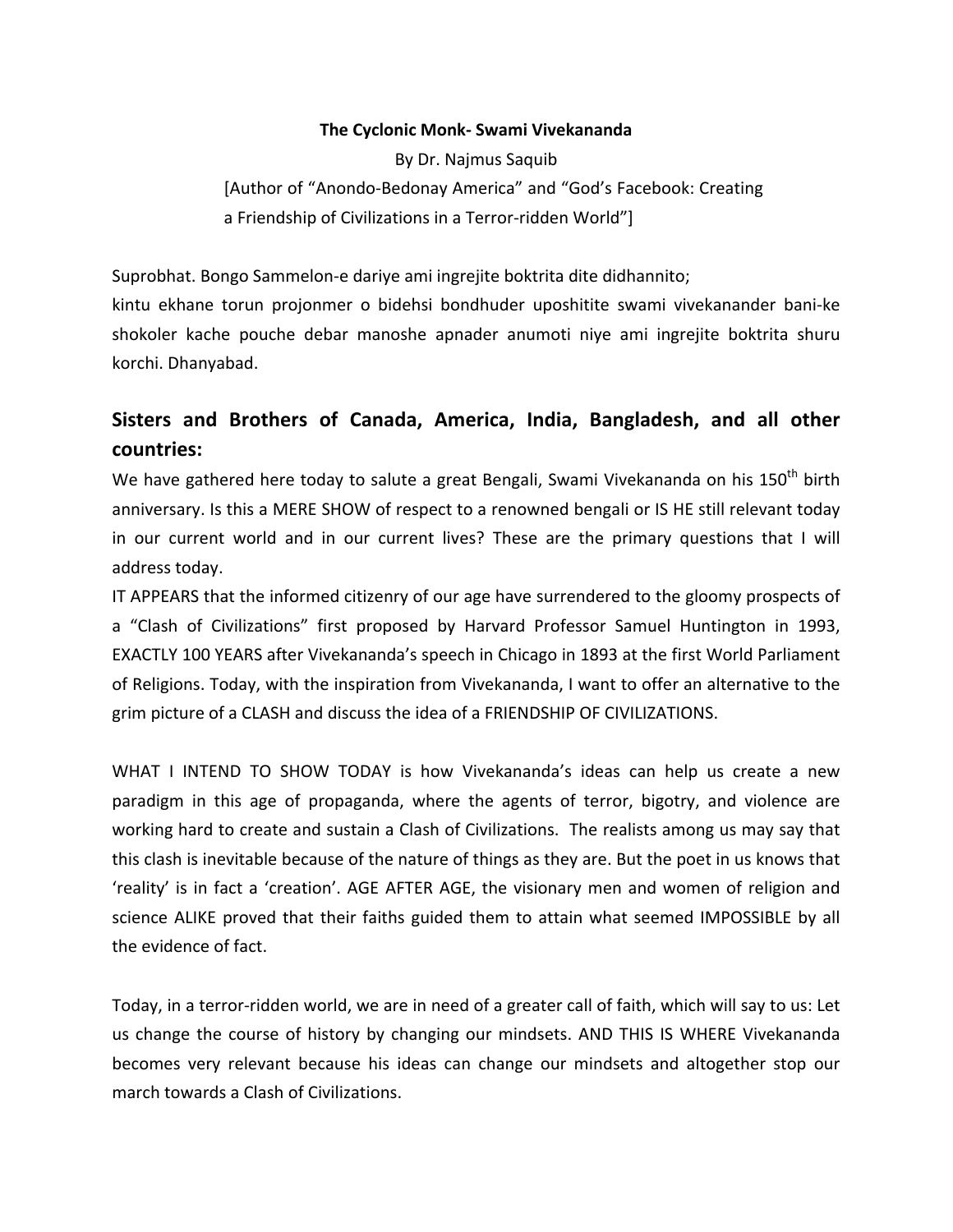**The Cyclonic Monk- Swami Vivekananda**

By Dr. Najmus Saquib

[Author of "Anondo-Bedonay America" and "God's Facebook: Creating a Friendship of Civilizations in a Terror-ridden World"]

Suprobhat. Bongo Sammelon-e dariye ami ingrejite boktrita dite didhannito; kintu ekhane torun projonmer o bidehsi bondhuder uposhitite swami vivekanander bani-ke shokoler kache pouche debar manoshe apnader anumoti niye ami ingrejite boktrita shuru korchi. Dhanyabad.

## Sisters and Brothers of Canada, America, India, Bangladesh, and all other countries:

We have gathered here today to salute a great Bengali, Swami Vivekananda on his 150th birth anniversary. Is this a MERE SHOW of respect to a renowned bengali or IS HE still relevant today in our current world and in our current lives? These are the primary questions that I will address today.

IT APPEARS that the informed citizenry of our age have surrendered to the gloomy prospects of a "Clash of Civilizations" first proposed by Harvard Professor Samuel Huntington in 1993, EXACTLY 100 YEARS after Vivekananda's speech in Chicago in 1893 at the first World Parliament of Religions. Today, with the inspiration from Vivekananda, I want to offer an alternative to the grim picture of a CLASH and discuss the idea of a FRIENDSHIP OF CIVILIZATIONS.

WHAT I INTEND TO SHOW TODAY is how Vivekananda's ideas can help us create a new paradigm in this age of propaganda, where the agents of terror, bigotry, and violence are working hard to create and sustain a Clash of Civilizations. The realists among us may say that this clash is inevitable because of the nature of things as they are. But the poet in us knows that 'reality' is in fact a 'creation'. AGE AFTER AGE, the visionary men and women of religion and science ALIKE proved that their faiths guided them to attain what seemed IMPOSSIBLE by all the evidence of fact.

Today, in a terror-ridden world, we are in need of a greater call of faith, which will say to us: Let us change the course of history by changing our mindsets. AND THIS IS WHERE Vivekananda becomes very relevant because his ideas can change our mindsets and altogether stop our march towards a Clash of Civilizations.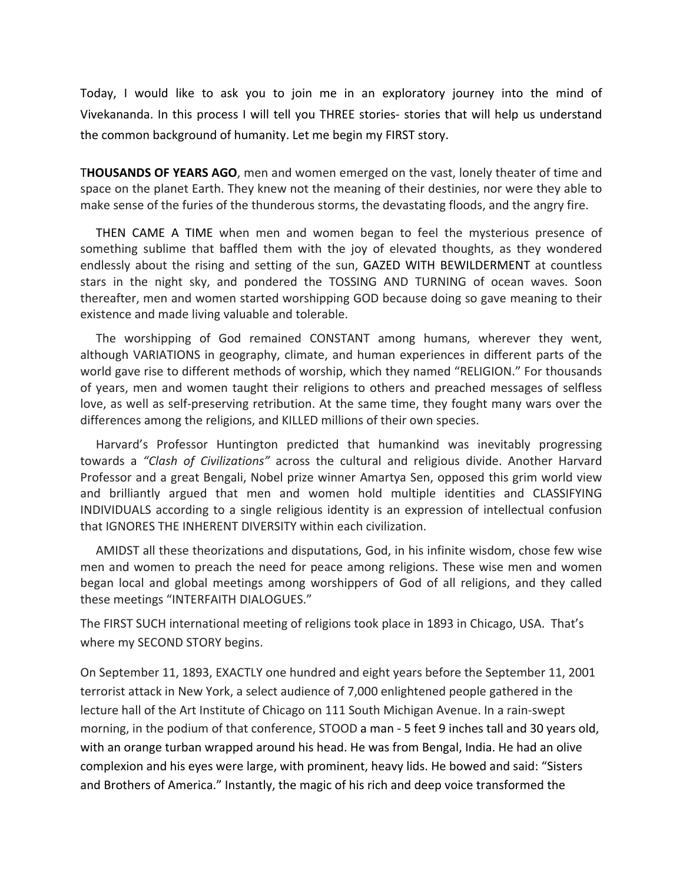Today, I would like to ask you to join me in an exploratory journey into the mind of Vivekananda. In this process I will tell you THREE stories- stories that will help us understand the common background of humanity. Let me begin my FIRST story.

T**HOUSANDS OF YEARS AGO**, men and women emerged on the vast, lonely theater of time and space on the planet Earth. They knew not the meaning of their destinies, nor were they able to make sense of the furies of the thunderous storms, the devastating floods, and the angry fire.

THEN CAME A TIME when men and women began to feel the mysterious presence of something sublime that baffled them with the joy of elevated thoughts, as they wondered endlessly about the rising and setting of the sun, GAZED WITH BEWILDERMENT at countless stars in the night sky, and pondered the TOSSING AND TURNING of ocean waves. Soon thereafter, men and women started worshipping GOD because doing so gave meaning to their existence and made living valuable and tolerable.

The worshipping of God remained CONSTANT among humans, wherever they went, although VARIATIONS in geography, climate, and human experiences in different parts of the world gave rise to different methods of worship, which they named "RELIGION." For thousands of years, men and women taught their religions to others and preached messages of selfless love, as well as self-preserving retribution. At the same time, they fought many wars over the differences among the religions, and KILLED millions of their own species.

Harvard's Professor Huntington predicted that humankind was inevitably progressing towards a *"Clash of Civilizations"* across the cultural and religious divide. Another Harvard Professor and a great Bengali, Nobel prize winner Amartya Sen, opposed this grim world view and brilliantly argued that men and women hold multiple identities and CLASSIFYING INDIVIDUALS according to a single religious identity is an expression of intellectual confusion that IGNORES THE INHERENT DIVERSITY within each civilization.

AMIDST all these theorizations and disputations, God, in his infinite wisdom, chose few wise men and women to preach the need for peace among religions. These wise men and women began local and global meetings among worshippers of God of all religions, and they called these meetings "INTERFAITH DIALOGUES."

The FIRST SUCH international meeting of religions took place in 1893 in Chicago, USA. That's where my SECOND STORY begins.

On September 11, 1893, EXACTLY one hundred and eight years before the September 11, 2001 terrorist attack in New York, a select audience of 7,000 enlightened people gathered in the lecture hall of the Art Institute of Chicago on 111 South Michigan Avenue. In a rain-swept morning, in the podium of that conference, STOOD a man - 5 feet 9 inches tall and 30 years old, with an orange turban wrapped around his head. He was from Bengal, India. He had an olive complexion and his eyes were large, with prominent, heavy lids. He bowed and said: "Sisters and Brothers of America." Instantly, the magic of his rich and deep voice transformed the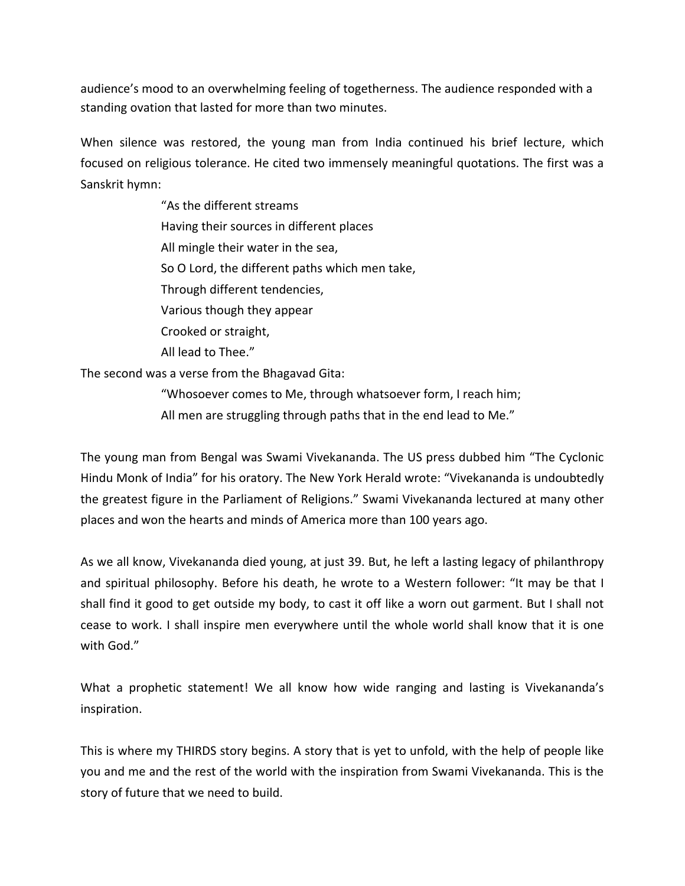audience's mood to an overwhelming feeling of togetherness. The audience responded with a standing ovation that lasted for more than two minutes.

When silence was restored, the young man from India continued his brief lecture, which focused on religious tolerance. He cited two immensely meaningful quotations. The first was a Sanskrit hymn:

> "As the different streams  
> Having their sources in different places  
> All mingle their water in the sea,  
> So O Lord, the different paths which men take,  
> Through different tendencies,  
> Various though they appear  
> Crooked or straight,  
> All lead to Thee."

The second was a verse from the Bhagavad Gita:

> "Whosoever comes to Me, through whatsoever form, I reach him;  
> All men are struggling through paths that in the end lead to Me."

The young man from Bengal was Swami Vivekananda. The US press dubbed him "The Cyclonic Hindu Monk of India" for his oratory. The New York Herald wrote: "Vivekananda is undoubtedly the greatest figure in the Parliament of Religions." Swami Vivekananda lectured at many other places and won the hearts and minds of America more than 100 years ago.

As we all know, Vivekananda died young, at just 39. But, he left a lasting legacy of philanthropy and spiritual philosophy. Before his death, he wrote to a Western follower: "It may be that I shall find it good to get outside my body, to cast it off like a worn out garment. But I shall not cease to work. I shall inspire men everywhere until the whole world shall know that it is one with God."

What a prophetic statement! We all know how wide ranging and lasting is Vivekananda's inspiration.

This is where my THIRDS story begins. A story that is yet to unfold, with the help of people like you and me and the rest of the world with the inspiration from Swami Vivekananda. This is the story of future that we need to build.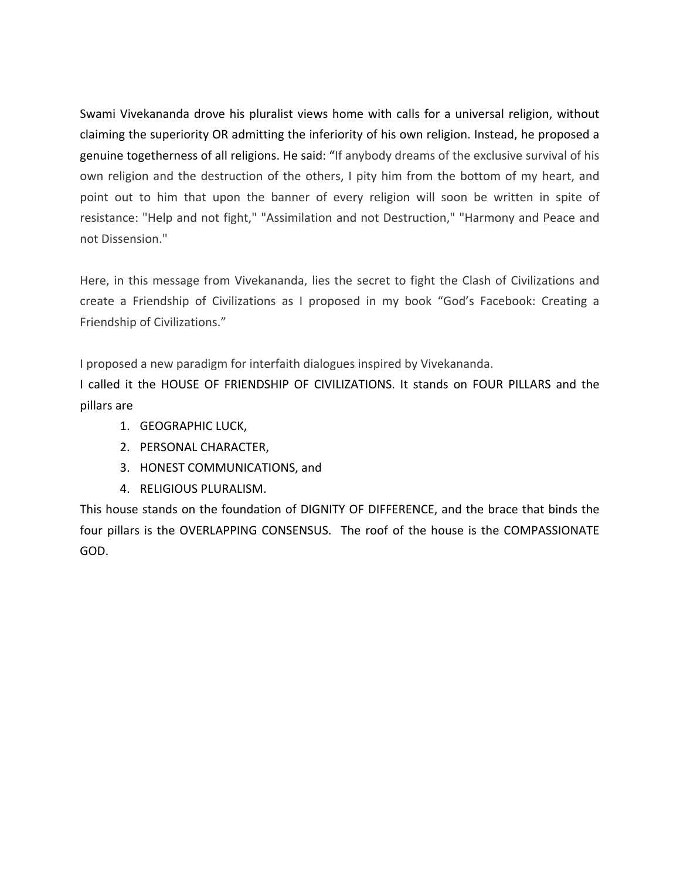Swami Vivekananda drove his pluralist views home with calls for a universal religion, without claiming the superiority OR admitting the inferiority of his own religion. Instead, he proposed a genuine togetherness of all religions. He said: "If anybody dreams of the exclusive survival of his own religion and the destruction of the others, I pity him from the bottom of my heart, and point out to him that upon the banner of every religion will soon be written in spite of resistance: "Help and not fight," "Assimilation and not Destruction," "Harmony and Peace and not Dissension."

Here, in this message from Vivekananda, lies the secret to fight the Clash of Civilizations and create a Friendship of Civilizations as I proposed in my book "God's Facebook: Creating a Friendship of Civilizations."

I proposed a new paradigm for interfaith dialogues inspired by Vivekananda.
I called it the HOUSE OF FRIENDSHIP OF CIVILIZATIONS. It stands on FOUR PILLARS and the pillars are

1. GEOGRAPHIC LUCK,
2. PERSONAL CHARACTER,
3. HONEST COMMUNICATIONS, and
4. RELIGIOUS PLURALISM.

This house stands on the foundation of DIGNITY OF DIFFERENCE, and the brace that binds the four pillars is the OVERLAPPING CONSENSUS. The roof of the house is the COMPASSIONATE GOD.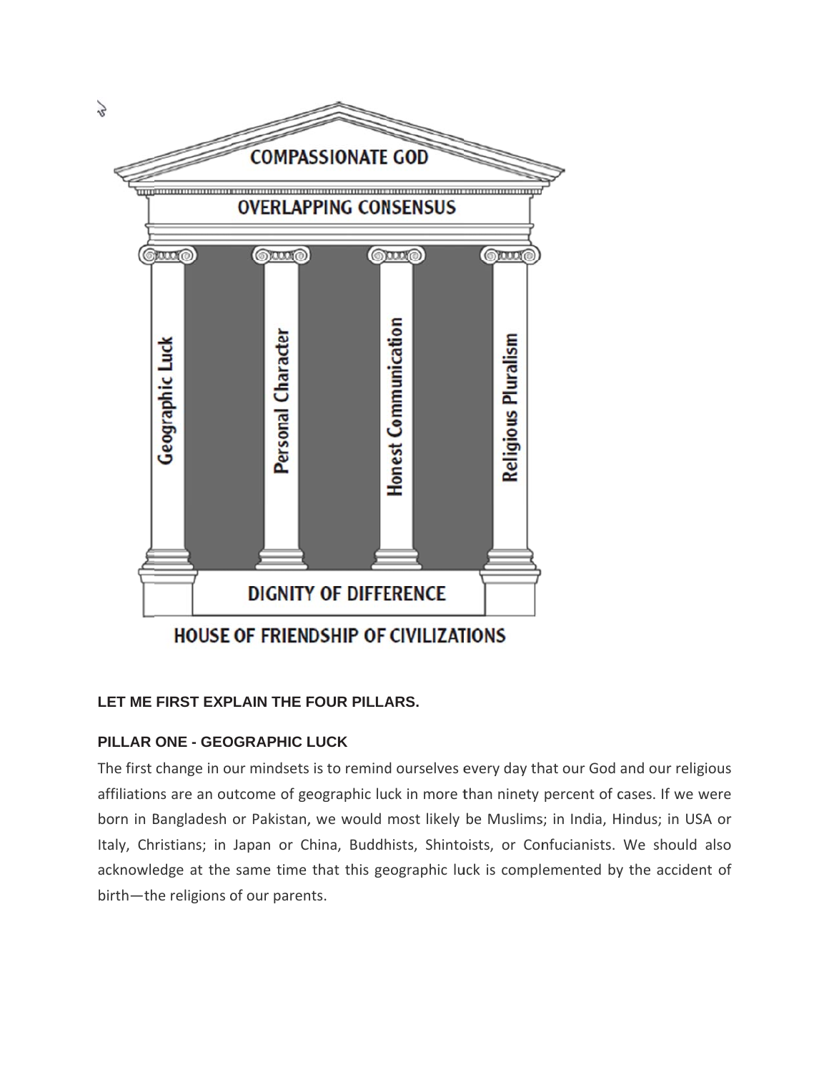COMPASSIONATE GOD

OVERLAPPING CONSENSUS

Geographic Luck | Personal Character | Honest Communication | Religious Pluralism

DIGNITY OF DIFFERENCE

HOUSE OF FRIENDSHIP OF CIVILIZATIONS

**LET ME FIRST EXPLAIN THE FOUR PILLARS.**

**PILLAR ONE - GEOGRAPHIC LUCK**

The first change in our mindsets is to remind ourselves every day that our God and our religious affiliations are an outcome of geographic luck in more than ninety percent of cases. If we were born in Bangladesh or Pakistan, we would most likely be Muslims; in India, Hindus; in USA or Italy, Christians; in Japan or China, Buddhists, Shintoists, or Confucianists. We should also acknowledge at the same time that this geographic luck is complemented by the accident of birth—the religions of our parents.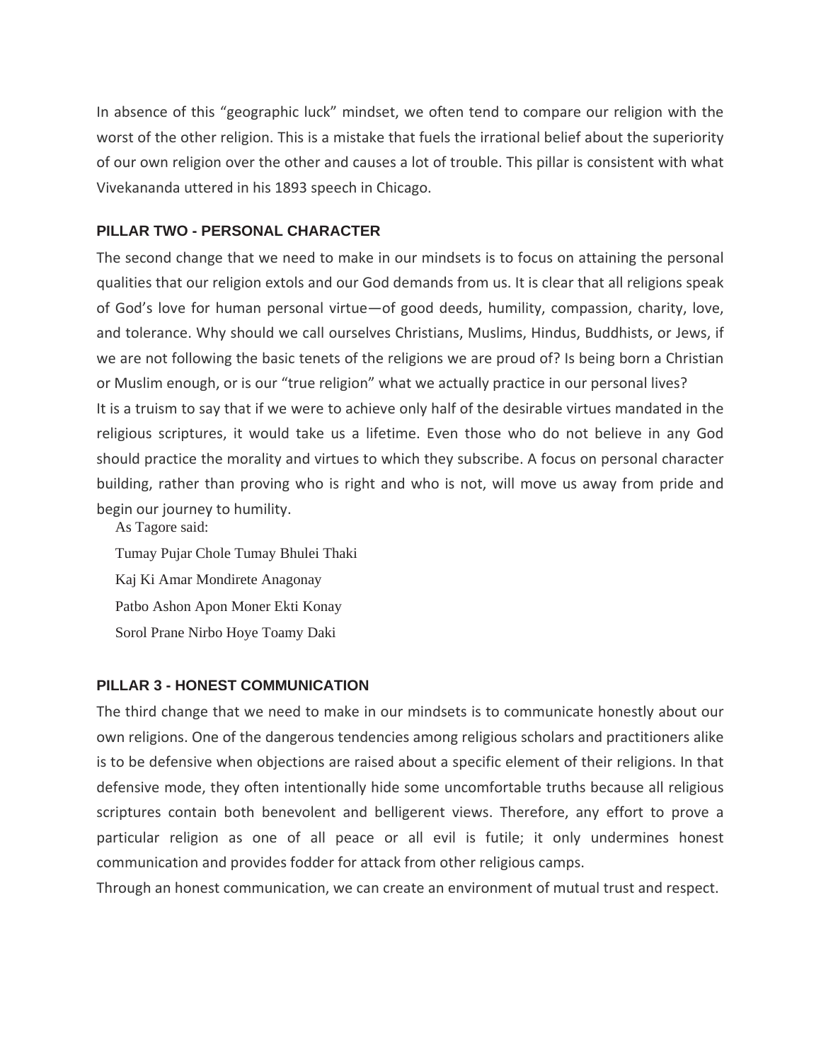In absence of this “geographic luck” mindset, we often tend to compare our religion with the worst of the other religion. This is a mistake that fuels the irrational belief about the superiority of our own religion over the other and causes a lot of trouble. This pillar is consistent with what Vivekananda uttered in his 1893 speech in Chicago.

### PILLAR TWO - PERSONAL CHARACTER

The second change that we need to make in our mindsets is to focus on attaining the personal qualities that our religion extols and our God demands from us. It is clear that all religions speak of God’s love for human personal virtue—of good deeds, humility, compassion, charity, love, and tolerance. Why should we call ourselves Christians, Muslims, Hindus, Buddhists, or Jews, if we are not following the basic tenets of the religions we are proud of? Is being born a Christian or Muslim enough, or is our “true religion” what we actually practice in our personal lives?

It is a truism to say that if we were to achieve only half of the desirable virtues mandated in the religious scriptures, it would take us a lifetime. Even those who do not believe in any God should practice the morality and virtues to which they subscribe. A focus on personal character building, rather than proving who is right and who is not, will move us away from pride and begin our journey to humility.

As Tagore said:

Tumay Pujar Chole Tumay Bhulei Thaki

Kaj Ki Amar Mondirete Anagonay

Patbo Ashon Apon Moner Ekti Konay

Sorol Prane Nirbo Hoye Toamy Daki

### PILLAR 3 - HONEST COMMUNICATION

The third change that we need to make in our mindsets is to communicate honestly about our own religions. One of the dangerous tendencies among religious scholars and practitioners alike is to be defensive when objections are raised about a specific element of their religions. In that defensive mode, they often intentionally hide some uncomfortable truths because all religious scriptures contain both benevolent and belligerent views. Therefore, any effort to prove a particular religion as one of all peace or all evil is futile; it only undermines honest communication and provides fodder for attack from other religious camps.

Through an honest communication, we can create an environment of mutual trust and respect.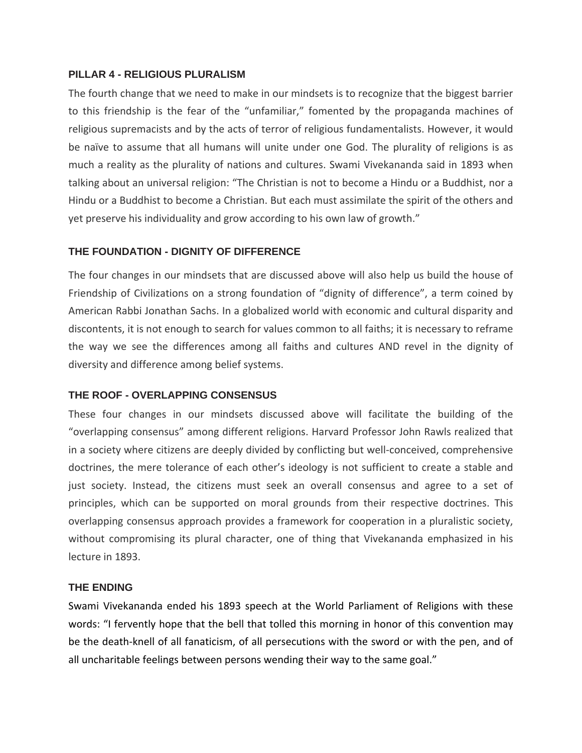## PILLAR 4 - RELIGIOUS PLURALISM

The fourth change that we need to make in our mindsets is to recognize that the biggest barrier to this friendship is the fear of the "unfamiliar," fomented by the propaganda machines of religious supremacists and by the acts of terror of religious fundamentalists. However, it would be naïve to assume that all humans will unite under one God. The plurality of religions is as much a reality as the plurality of nations and cultures. Swami Vivekananda said in 1893 when talking about an universal religion: "The Christian is not to become a Hindu or a Buddhist, nor a Hindu or a Buddhist to become a Christian. But each must assimilate the spirit of the others and yet preserve his individuality and grow according to his own law of growth."

## THE FOUNDATION - DIGNITY OF DIFFERENCE

The four changes in our mindsets that are discussed above will also help us build the house of Friendship of Civilizations on a strong foundation of "dignity of difference", a term coined by American Rabbi Jonathan Sachs. In a globalized world with economic and cultural disparity and discontents, it is not enough to search for values common to all faiths; it is necessary to reframe the way we see the differences among all faiths and cultures AND revel in the dignity of diversity and difference among belief systems.

## THE ROOF - OVERLAPPING CONSENSUS

These four changes in our mindsets discussed above will facilitate the building of the "overlapping consensus" among different religions. Harvard Professor John Rawls realized that in a society where citizens are deeply divided by conflicting but well-conceived, comprehensive doctrines, the mere tolerance of each other's ideology is not sufficient to create a stable and just society. Instead, the citizens must seek an overall consensus and agree to a set of principles, which can be supported on moral grounds from their respective doctrines. This overlapping consensus approach provides a framework for cooperation in a pluralistic society, without compromising its plural character, one of thing that Vivekananda emphasized in his lecture in 1893.

## THE ENDING

Swami Vivekananda ended his 1893 speech at the World Parliament of Religions with these words: "I fervently hope that the bell that tolled this morning in honor of this convention may be the death-knell of all fanaticism, of all persecutions with the sword or with the pen, and of all uncharitable feelings between persons wending their way to the same goal."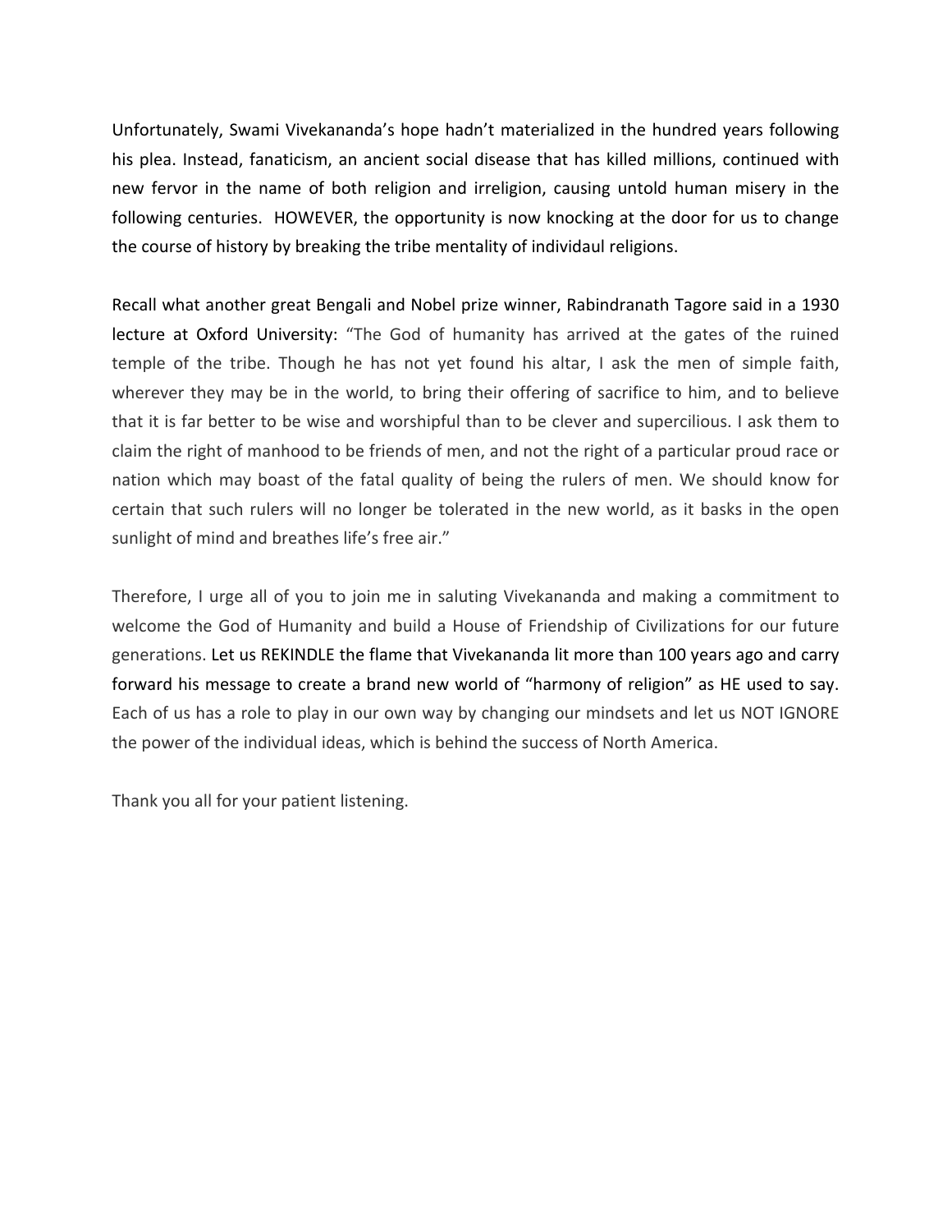Unfortunately, Swami Vivekananda's hope hadn't materialized in the hundred years following his plea. Instead, fanaticism, an ancient social disease that has killed millions, continued with new fervor in the name of both religion and irreligion, causing untold human misery in the following centuries. HOWEVER, the opportunity is now knocking at the door for us to change the course of history by breaking the tribe mentality of individaul religions.

Recall what another great Bengali and Nobel prize winner, Rabindranath Tagore said in a 1930 lecture at Oxford University: "The God of humanity has arrived at the gates of the ruined temple of the tribe. Though he has not yet found his altar, I ask the men of simple faith, wherever they may be in the world, to bring their offering of sacrifice to him, and to believe that it is far better to be wise and worshipful than to be clever and supercilious. I ask them to claim the right of manhood to be friends of men, and not the right of a particular proud race or nation which may boast of the fatal quality of being the rulers of men. We should know for certain that such rulers will no longer be tolerated in the new world, as it basks in the open sunlight of mind and breathes life's free air."

Therefore, I urge all of you to join me in saluting Vivekananda and making a commitment to welcome the God of Humanity and build a House of Friendship of Civilizations for our future generations. Let us REKINDLE the flame that Vivekananda lit more than 100 years ago and carry forward his message to create a brand new world of "harmony of religion" as HE used to say. Each of us has a role to play in our own way by changing our mindsets and let us NOT IGNORE the power of the individual ideas, which is behind the success of North America.

Thank you all for your patient listening.